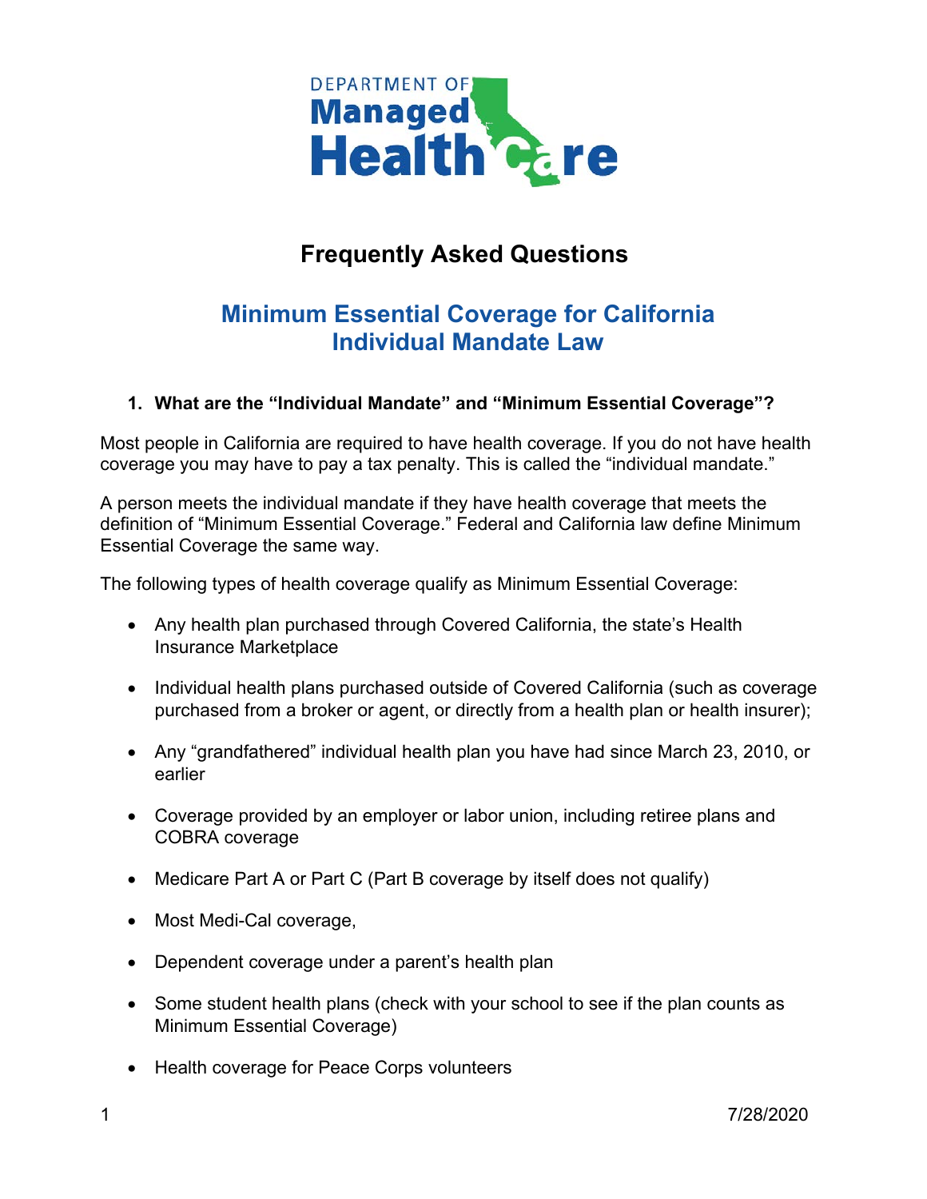Department of Managed Health Care

# Frequently Asked Questions

## Minimum Essential Coverage for California Individual Mandate Law

### 1. What are the "Individual Mandate" and "Minimum Essential Coverage"?

Most people in California are required to have health coverage. If you do not have health coverage you may have to pay a tax penalty. This is called the "individual mandate."

A person meets the individual mandate if they have health coverage that meets the definition of "Minimum Essential Coverage." Federal and California law define Minimum Essential Coverage the same way.

The following types of health coverage qualify as Minimum Essential Coverage:

- Any health plan purchased through Covered California, the state's Health Insurance Marketplace
- Individual health plans purchased outside of Covered California (such as coverage purchased from a broker or agent, or directly from a health plan or health insurer);
- Any "grandfathered" individual health plan you have had since March 23, 2010, or earlier
- Coverage provided by an employer or labor union, including retiree plans and COBRA coverage
- Medicare Part A or Part C (Part B coverage by itself does not qualify)
- Most Medi-Cal coverage,
- Dependent coverage under a parent's health plan
- Some student health plans (check with your school to see if the plan counts as Minimum Essential Coverage)
- Health coverage for Peace Corps volunteers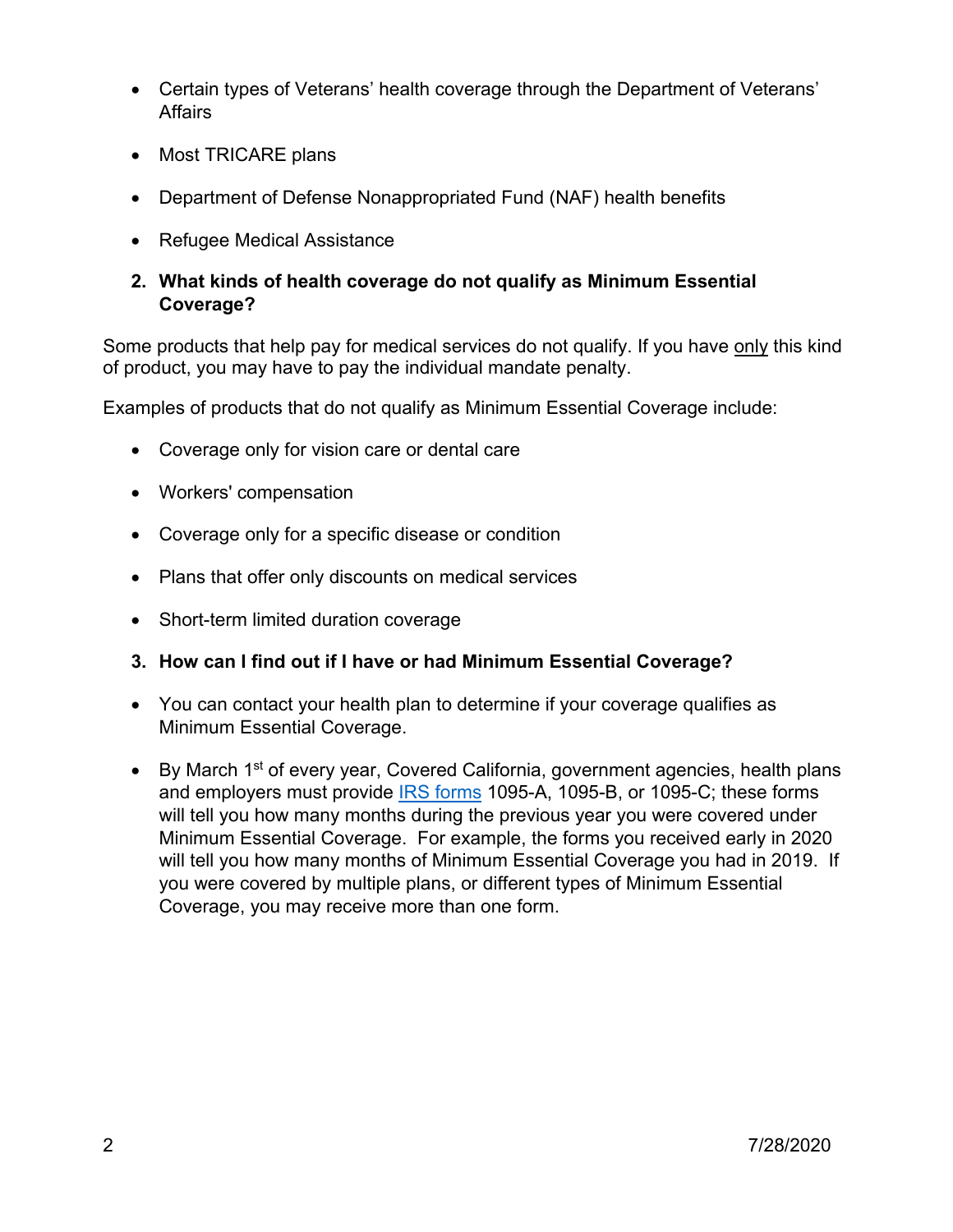- Certain types of Veterans' health coverage through the Department of Veterans' Affairs
- Most TRICARE plans
- Department of Defense Nonappropriated Fund (NAF) health benefits
- Refugee Medical Assistance

**2. What kinds of health coverage do not qualify as Minimum Essential Coverage?**

Some products that help pay for medical services do not qualify. If you have only this kind of product, you may have to pay the individual mandate penalty.

Examples of products that do not qualify as Minimum Essential Coverage include:

- Coverage only for vision care or dental care
- Workers' compensation
- Coverage only for a specific disease or condition
- Plans that offer only discounts on medical services
- Short-term limited duration coverage

**3. How can I find out if I have or had Minimum Essential Coverage?**

- You can contact your health plan to determine if your coverage qualifies as Minimum Essential Coverage.
- By March 1st of every year, Covered California, government agencies, health plans and employers must provide IRS forms 1095-A, 1095-B, or 1095-C; these forms will tell you how many months during the previous year you were covered under Minimum Essential Coverage. For example, the forms you received early in 2020 will tell you how many months of Minimum Essential Coverage you had in 2019. If you were covered by multiple plans, or different types of Minimum Essential Coverage, you may receive more than one form.